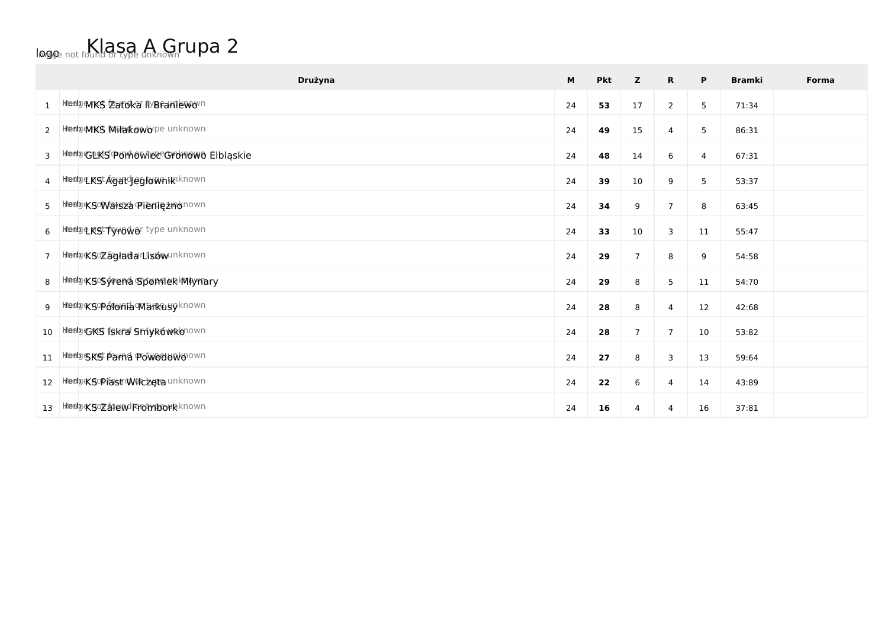# Klasa A Grupa 2

| | | Drużyna | M | Pkt | Z | R | P | Bramki | Forma |
|---|---|---|---|---|---|---|---|---|---|
| 1 | | MKS Zatoka II Braniewo | 24 | **53** | 17 | 2 | 5 | 71:34 | |
| 2 | | MKS Miłakowo | 24 | **49** | 15 | 4 | 5 | 86:31 | |
| 3 | | GLKS Pomowiec Gronowo Elbląskie | 24 | **48** | 14 | 6 | 4 | 67:31 | |
| 4 | | LKS Agat Jegłownik | 24 | **39** | 10 | 9 | 5 | 53:37 | |
| 5 | | KS Wałsza Pieniężno | 24 | **34** | 9 | 7 | 8 | 63:45 | |
| 6 | | LKS Tyrowo | 24 | **33** | 10 | 3 | 11 | 55:47 | |
| 7 | | KS Zagłada Lisów | 24 | **29** | 7 | 8 | 9 | 54:58 | |
| 8 | | KS Syrena Spomlek Młynary | 24 | **29** | 8 | 5 | 11 | 54:70 | |
| 9 | | KS Polonia Markusy | 24 | **28** | 8 | 4 | 12 | 42:68 | |
| 10 | | GKS Iskra Smykówko | 24 | **28** | 7 | 7 | 10 | 53:82 | |
| 11 | | SKS Pama Powodowo | 24 | **27** | 8 | 3 | 13 | 59:64 | |
| 12 | | KS Piast Wilczęta | 24 | **22** | 6 | 4 | 14 | 43:89 | |
| 13 | | KS Zalew Frombork | 24 | **16** | 4 | 4 | 16 | 37:81 | |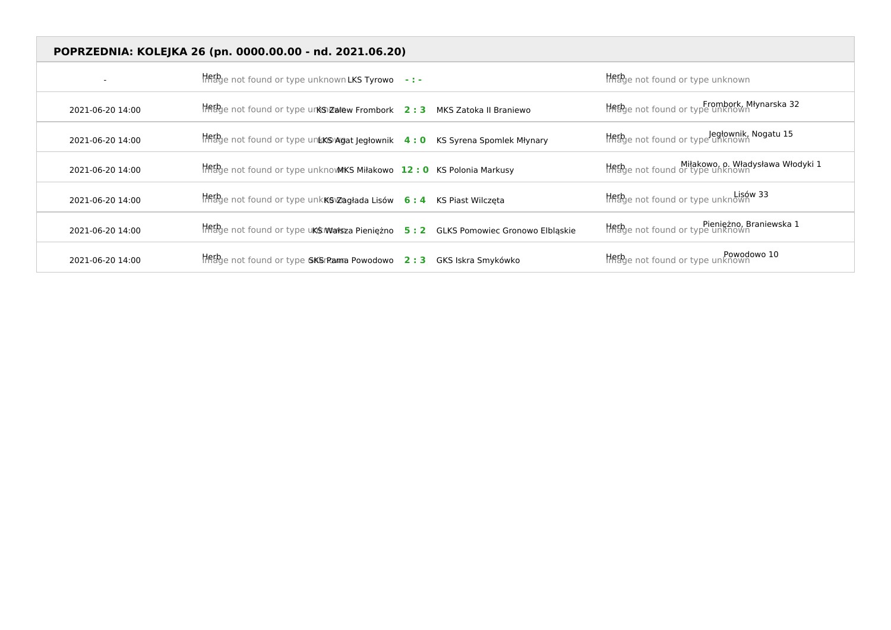## POPRZEDNIA: KOLEJKA 26 (pn. 0000.00.00 - nd. 2021.06.20)

| | | | | | |
|---|---|---|---|---|---|
| - | Herb Image not found or type unknown | LKS Tyrowo | - : - | | Herb Image not found or type unknown |
| 2021-06-20 14:00 | Herb Image not found or type unknown | KS Zalew Frombork | 2 : 3 | MKS Zatoka II Braniewo | Herb Image not found or type unknown Frombork, Młynarska 32 |
| 2021-06-20 14:00 | Herb Image not found or type unknown | LKS Agat Jegłownik | 4 : 0 | KS Syrena Spomlek Młynary | Herb Image not found or type unknown Jegłownik, Nogatu 15 |
| 2021-06-20 14:00 | Herb Image not found or type unknown | MKS Miłakowo | 12 : 0 | KS Polonia Markusy | Herb Image not found or type unknown Miłakowo, o. Władysława Włodyki 1 |
| 2021-06-20 14:00 | Herb Image not found or type unknown | KS Zagłada Lisów | 6 : 4 | KS Piast Wilczęta | Herb Image not found or type unknown Lisów 33 |
| 2021-06-20 14:00 | Herb Image not found or type unknown | KS Wałsza Pieniężno | 5 : 2 | GLKS Pomowiec Gronowo Elbląskie | Herb Image not found or type unknown Pieniężno, Braniewska 1 |
| 2021-06-20 14:00 | Herb Image not found or type unknown | GKS Pama Powodowo | 2 : 3 | GKS Iskra Smykówko | Herb Image not found or type unknown Powodowo 10 |